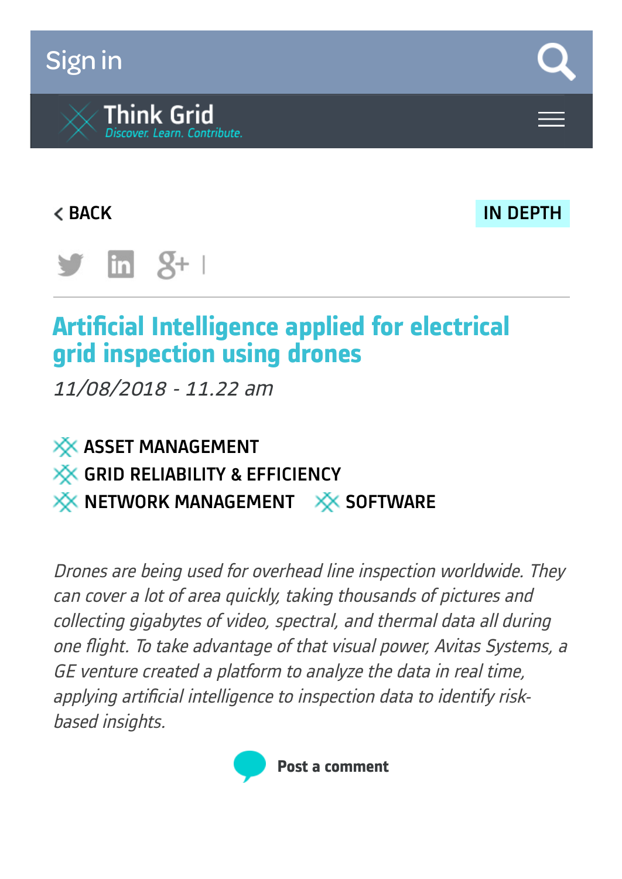Sign in

Think Grid
*Discover. Learn. Contribute.*

< BACK

IN DEPTH

# Artificial Intelligence applied for electrical grid inspection using drones

*11/08/2018 - 11.22 am*

ASSET MANAGEMENT
GRID RELIABILITY & EFFICIENCY
NETWORK MANAGEMENT SOFTWARE

*Drones are being used for overhead line inspection worldwide. They can cover a lot of area quickly, taking thousands of pictures and collecting gigabytes of video, spectral, and thermal data all during one flight. To take advantage of that visual power, Avitas Systems, a GE venture created a platform to analyze the data in real time, applying artificial intelligence to inspection data to identify risk-based insights.*

Post a comment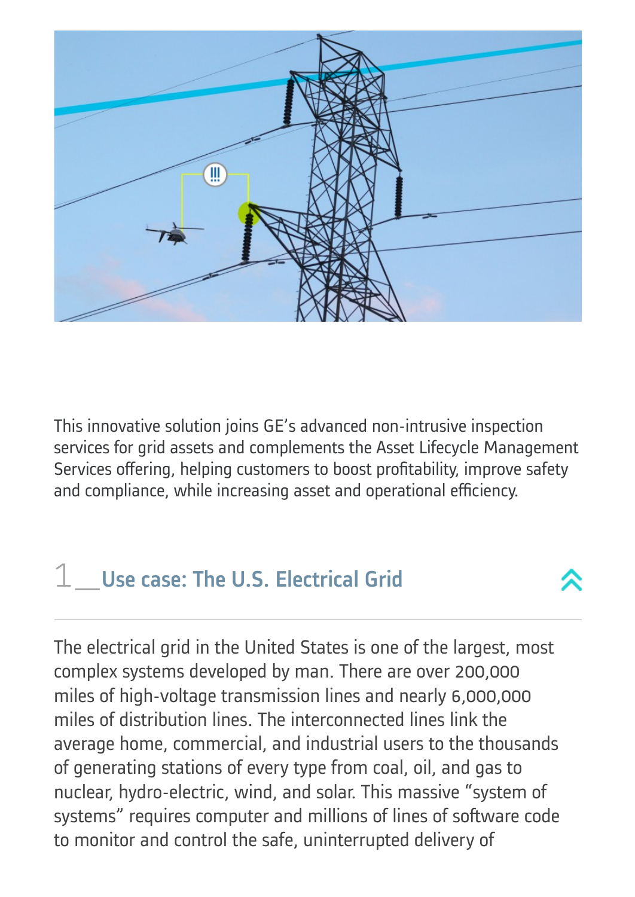This innovative solution joins GE's advanced non-intrusive inspection services for grid assets and complements the Asset Lifecycle Management Services offering, helping customers to boost profitability, improve safety and compliance, while increasing asset and operational efficiency.

## 1__Use case: The U.S. Electrical Grid

The electrical grid in the United States is one of the largest, most complex systems developed by man. There are over 200,000 miles of high-voltage transmission lines and nearly 6,000,000 miles of distribution lines. The interconnected lines link the average home, commercial, and industrial users to the thousands of generating stations of every type from coal, oil, and gas to nuclear, hydro-electric, wind, and solar. This massive "system of systems" requires computer and millions of lines of software code to monitor and control the safe, uninterrupted delivery of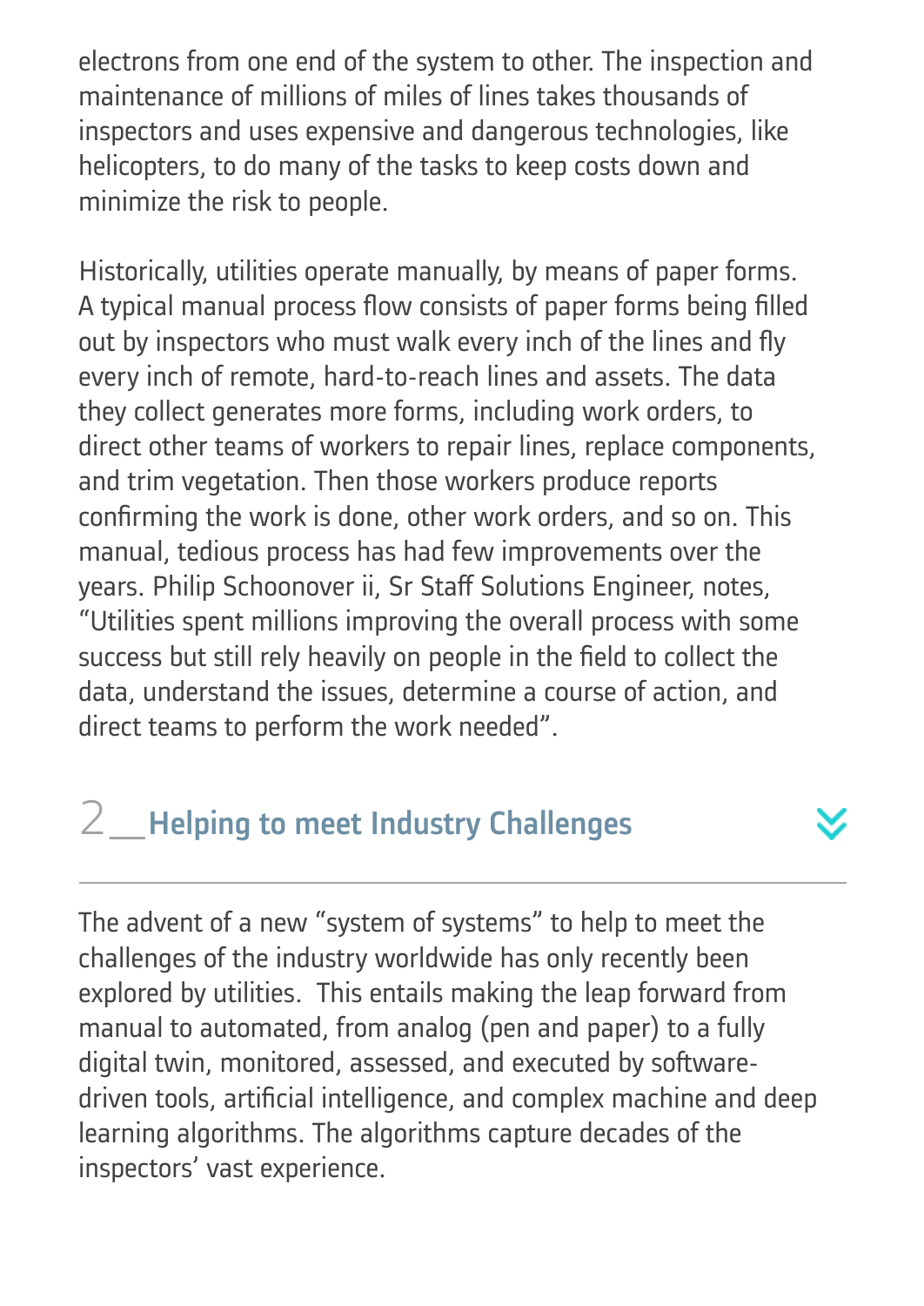electrons from one end of the system to other. The inspection and maintenance of millions of miles of lines takes thousands of inspectors and uses expensive and dangerous technologies, like helicopters, to do many of the tasks to keep costs down and minimize the risk to people.

Historically, utilities operate manually, by means of paper forms. A typical manual process flow consists of paper forms being filled out by inspectors who must walk every inch of the lines and fly every inch of remote, hard-to-reach lines and assets. The data they collect generates more forms, including work orders, to direct other teams of workers to repair lines, replace components, and trim vegetation. Then those workers produce reports confirming the work is done, other work orders, and so on. This manual, tedious process has had few improvements over the years. Philip Schoonover ii, Sr Staff Solutions Engineer, notes, "Utilities spent millions improving the overall process with some success but still rely heavily on people in the field to collect the data, understand the issues, determine a course of action, and direct teams to perform the work needed".

## 2__Helping to meet Industry Challenges

The advent of a new "system of systems" to help to meet the challenges of the industry worldwide has only recently been explored by utilities. This entails making the leap forward from manual to automated, from analog (pen and paper) to a fully digital twin, monitored, assessed, and executed by software-driven tools, artificial intelligence, and complex machine and deep learning algorithms. The algorithms capture decades of the inspectors' vast experience.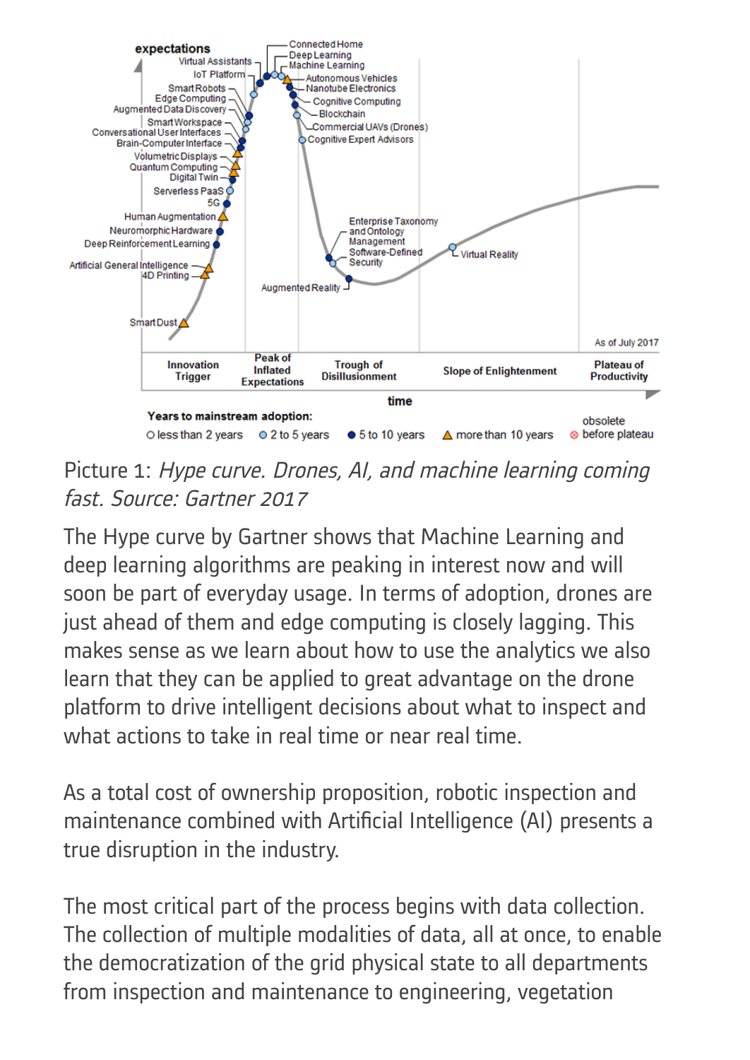Picture 1: *Hype curve. Drones, AI, and machine learning coming fast. Source: Gartner 2017*

The Hype curve by Gartner shows that Machine Learning and deep learning algorithms are peaking in interest now and will soon be part of everyday usage. In terms of adoption, drones are just ahead of them and edge computing is closely lagging. This makes sense as we learn about how to use the analytics we also learn that they can be applied to great advantage on the drone platform to drive intelligent decisions about what to inspect and what actions to take in real time or near real time.

As a total cost of ownership proposition, robotic inspection and maintenance combined with Artificial Intelligence (AI) presents a true disruption in the industry.

The most critical part of the process begins with data collection. The collection of multiple modalities of data, all at once, to enable the democratization of the grid physical state to all departments from inspection and maintenance to engineering, vegetation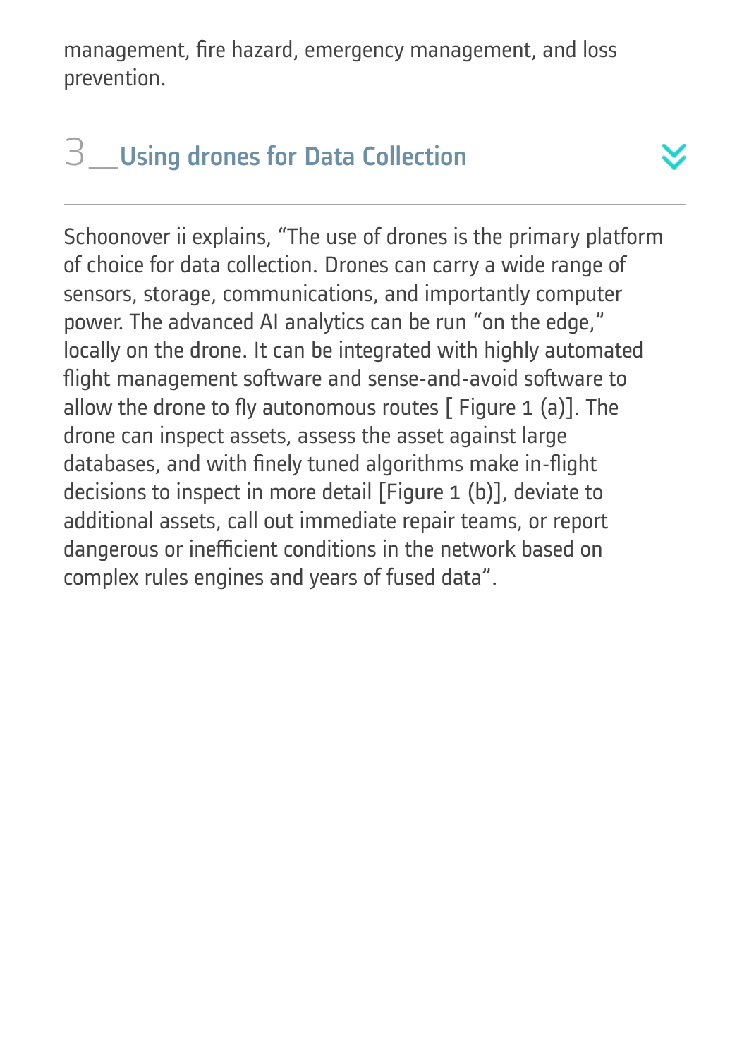management, fire hazard, emergency management, and loss prevention.

## 3__Using drones for Data Collection

Schoonover ii explains, “The use of drones is the primary platform of choice for data collection. Drones can carry a wide range of sensors, storage, communications, and importantly computer power. The advanced AI analytics can be run “on the edge,” locally on the drone. It can be integrated with highly automated flight management software and sense-and-avoid software to allow the drone to fly autonomous routes [ Figure 1 (a)]. The drone can inspect assets, assess the asset against large databases, and with finely tuned algorithms make in-flight decisions to inspect in more detail [Figure 1 (b)], deviate to additional assets, call out immediate repair teams, or report dangerous or inefficient conditions in the network based on complex rules engines and years of fused data”.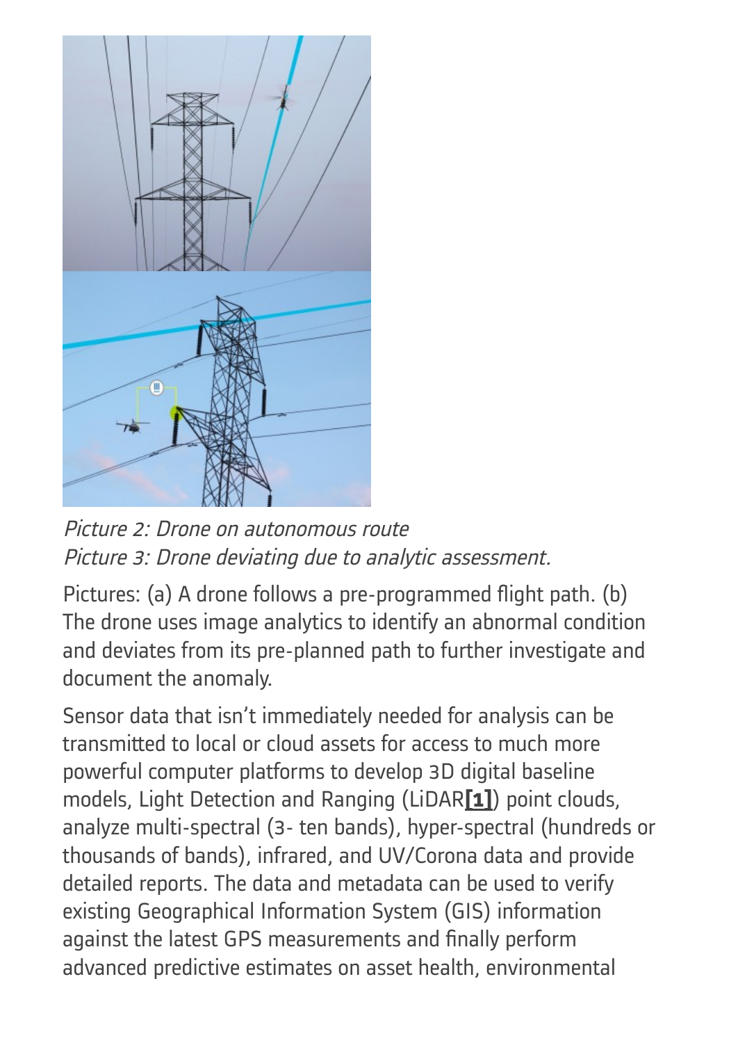*Picture 2: Drone on autonomous route*
*Picture 3: Drone deviating due to analytic assessment.*

Pictures: (a) A drone follows a pre-programmed flight path. (b) The drone uses image analytics to identify an abnormal condition and deviates from its pre-planned path to further investigate and document the anomaly.

Sensor data that isn't immediately needed for analysis can be transmitted to local or cloud assets for access to much more powerful computer platforms to develop 3D digital baseline models, Light Detection and Ranging (LiDAR**[1]**) point clouds, analyze multi-spectral (3- ten bands), hyper-spectral (hundreds or thousands of bands), infrared, and UV/Corona data and provide detailed reports. The data and metadata can be used to verify existing Geographical Information System (GIS) information against the latest GPS measurements and finally perform advanced predictive estimates on asset health, environmental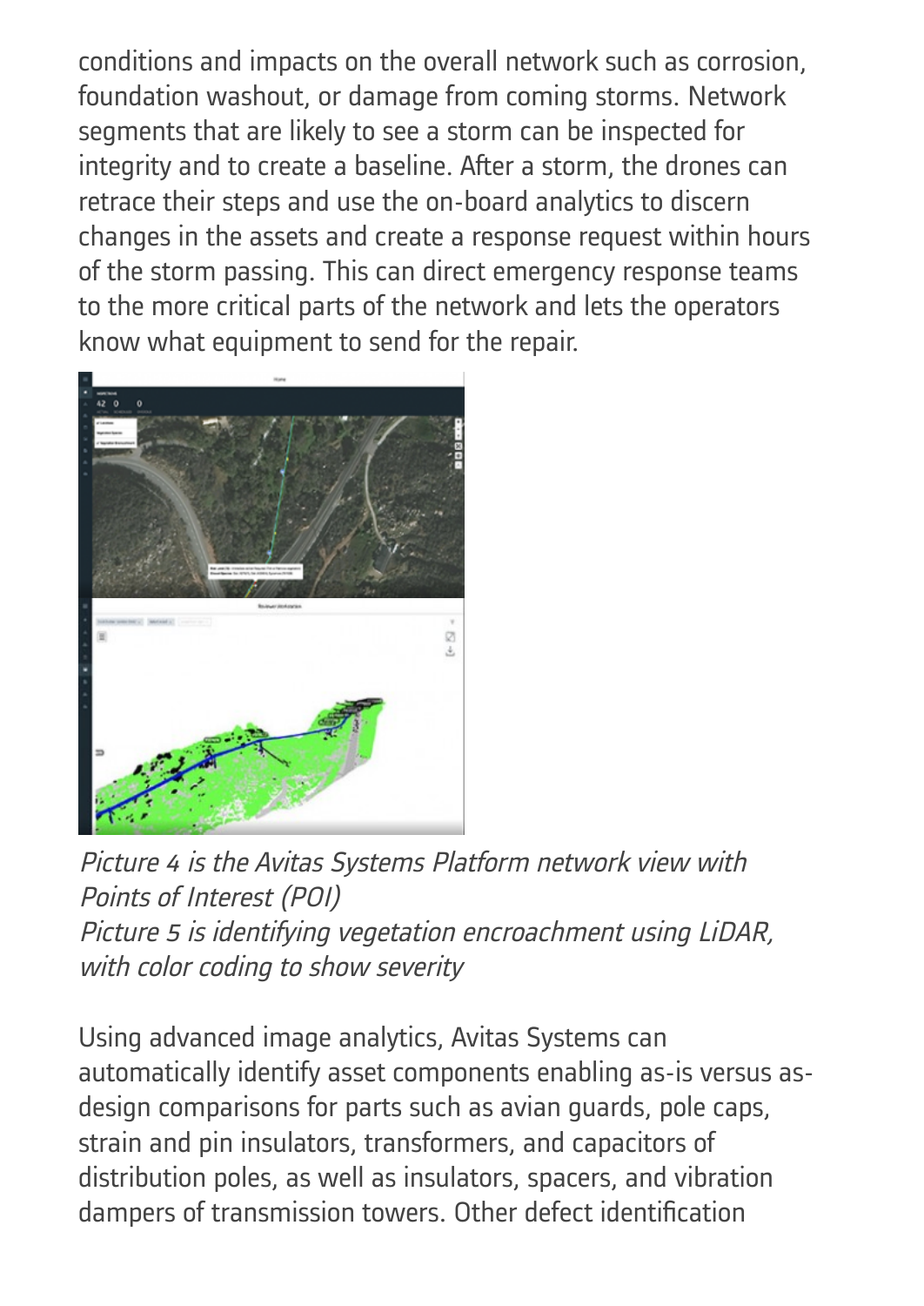conditions and impacts on the overall network such as corrosion, foundation washout, or damage from coming storms. Network segments that are likely to see a storm can be inspected for integrity and to create a baseline. After a storm, the drones can retrace their steps and use the on-board analytics to discern changes in the assets and create a response request within hours of the storm passing. This can direct emergency response teams to the more critical parts of the network and lets the operators know what equipment to send for the repair.

*Picture 4 is the Avitas Systems Platform network view with Points of Interest (POI)*
*Picture 5 is identifying vegetation encroachment using LiDAR, with color coding to show severity*

Using advanced image analytics, Avitas Systems can automatically identify asset components enabling as-is versus as-design comparisons for parts such as avian guards, pole caps, strain and pin insulators, transformers, and capacitors of distribution poles, as well as insulators, spacers, and vibration dampers of transmission towers. Other defect identification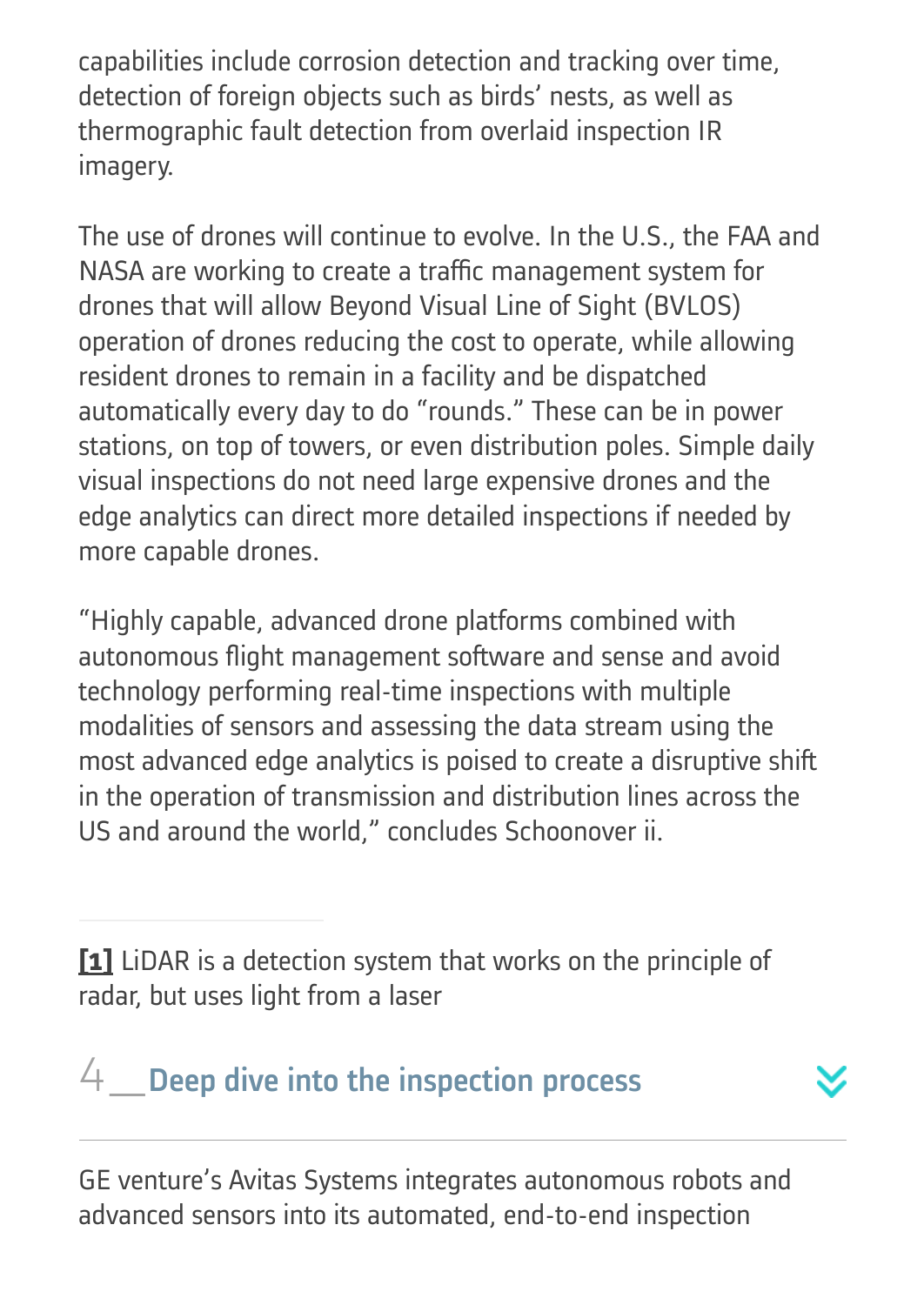capabilities include corrosion detection and tracking over time, detection of foreign objects such as birds' nests, as well as thermographic fault detection from overlaid inspection IR imagery.

The use of drones will continue to evolve. In the U.S., the FAA and NASA are working to create a traffic management system for drones that will allow Beyond Visual Line of Sight (BVLOS) operation of drones reducing the cost to operate, while allowing resident drones to remain in a facility and be dispatched automatically every day to do "rounds." These can be in power stations, on top of towers, or even distribution poles. Simple daily visual inspections do not need large expensive drones and the edge analytics can direct more detailed inspections if needed by more capable drones.

"Highly capable, advanced drone platforms combined with autonomous flight management software and sense and avoid technology performing real-time inspections with multiple modalities of sensors and assessing the data stream using the most advanced edge analytics is poised to create a disruptive shift in the operation of transmission and distribution lines across the US and around the world," concludes Schoonover ii.

---

**[1]** LiDAR is a detection system that works on the principle of radar, but uses light from a laser

## 4 __ Deep dive into the inspection process

GE venture's Avitas Systems integrates autonomous robots and advanced sensors into its automated, end-to-end inspection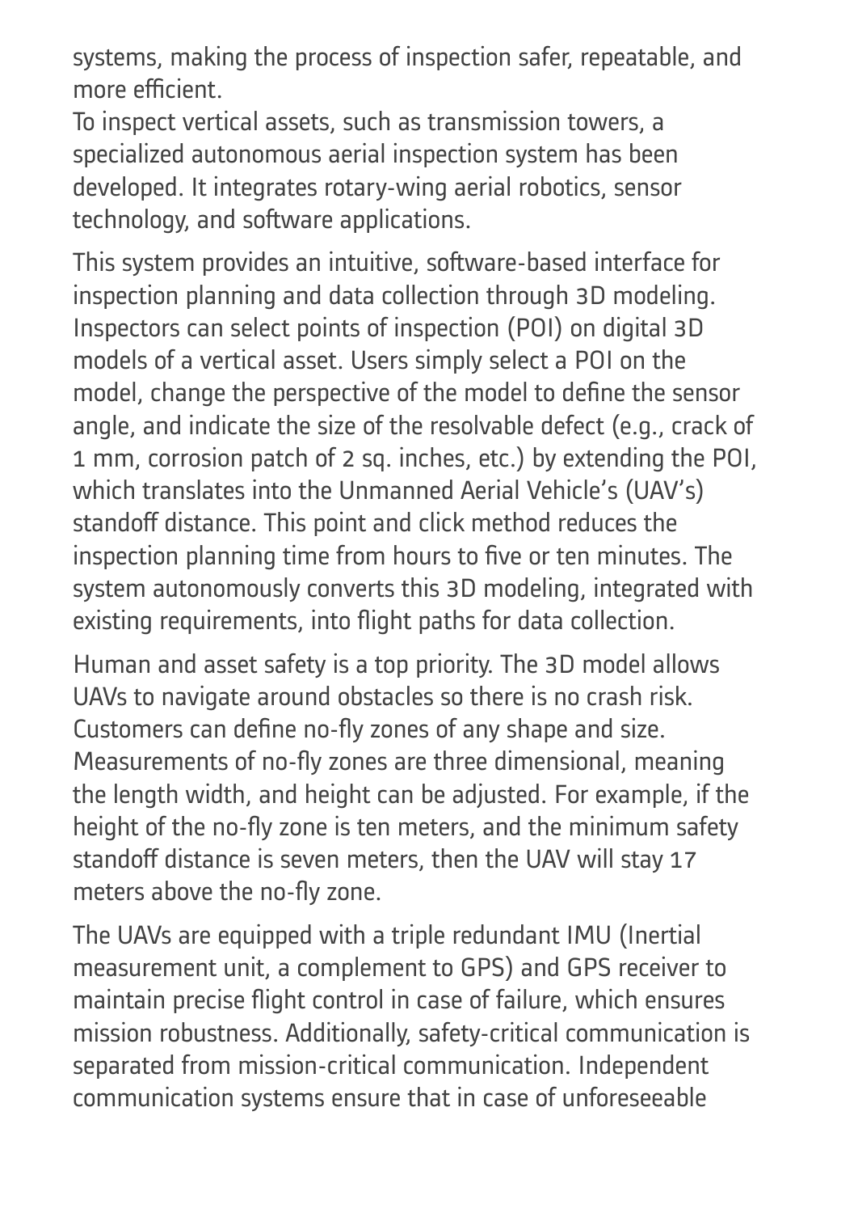systems, making the process of inspection safer, repeatable, and more efficient.

To inspect vertical assets, such as transmission towers, a specialized autonomous aerial inspection system has been developed. It integrates rotary-wing aerial robotics, sensor technology, and software applications.

This system provides an intuitive, software-based interface for inspection planning and data collection through 3D modeling. Inspectors can select points of inspection (POI) on digital 3D models of a vertical asset. Users simply select a POI on the model, change the perspective of the model to define the sensor angle, and indicate the size of the resolvable defect (e.g., crack of 1 mm, corrosion patch of 2 sq. inches, etc.) by extending the POI, which translates into the Unmanned Aerial Vehicle's (UAV's) standoff distance. This point and click method reduces the inspection planning time from hours to five or ten minutes. The system autonomously converts this 3D modeling, integrated with existing requirements, into flight paths for data collection.

Human and asset safety is a top priority. The 3D model allows UAVs to navigate around obstacles so there is no crash risk. Customers can define no-fly zones of any shape and size. Measurements of no-fly zones are three dimensional, meaning the length width, and height can be adjusted. For example, if the height of the no-fly zone is ten meters, and the minimum safety standoff distance is seven meters, then the UAV will stay 17 meters above the no-fly zone.

The UAVs are equipped with a triple redundant IMU (Inertial measurement unit, a complement to GPS) and GPS receiver to maintain precise flight control in case of failure, which ensures mission robustness. Additionally, safety-critical communication is separated from mission-critical communication. Independent communication systems ensure that in case of unforeseeable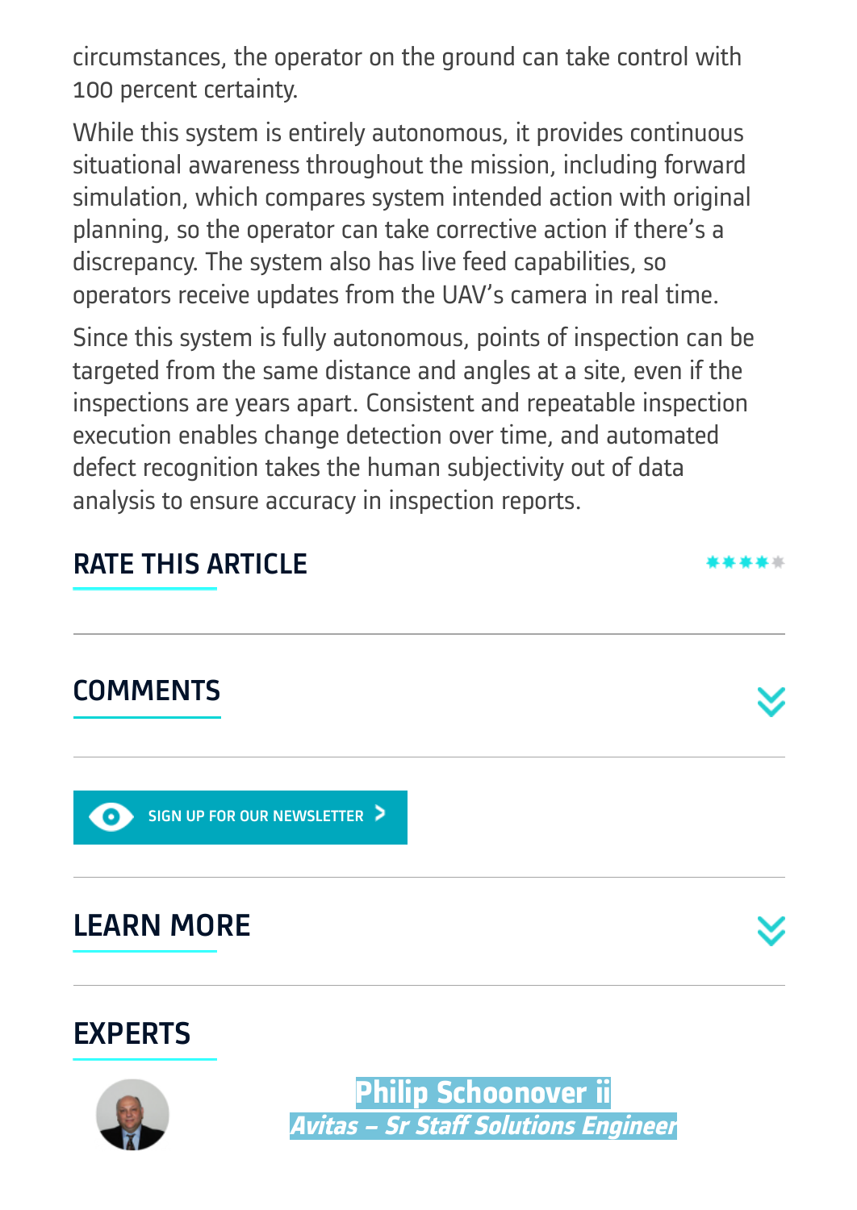circumstances, the operator on the ground can take control with 100 percent certainty.

While this system is entirely autonomous, it provides continuous situational awareness throughout the mission, including forward simulation, which compares system intended action with original planning, so the operator can take corrective action if there's a discrepancy. The system also has live feed capabilities, so operators receive updates from the UAV's camera in real time.

Since this system is fully autonomous, points of inspection can be targeted from the same distance and angles at a site, even if the inspections are years apart. Consistent and repeatable inspection execution enables change detection over time, and automated defect recognition takes the human subjectivity out of data analysis to ensure accuracy in inspection reports.

## RATE THIS ARTICLE

## COMMENTS

SIGN UP FOR OUR NEWSLETTER

## LEARN MORE

## EXPERTS

**Philip Schoonover ii**

***Avitas – Sr Staff Solutions Engineer***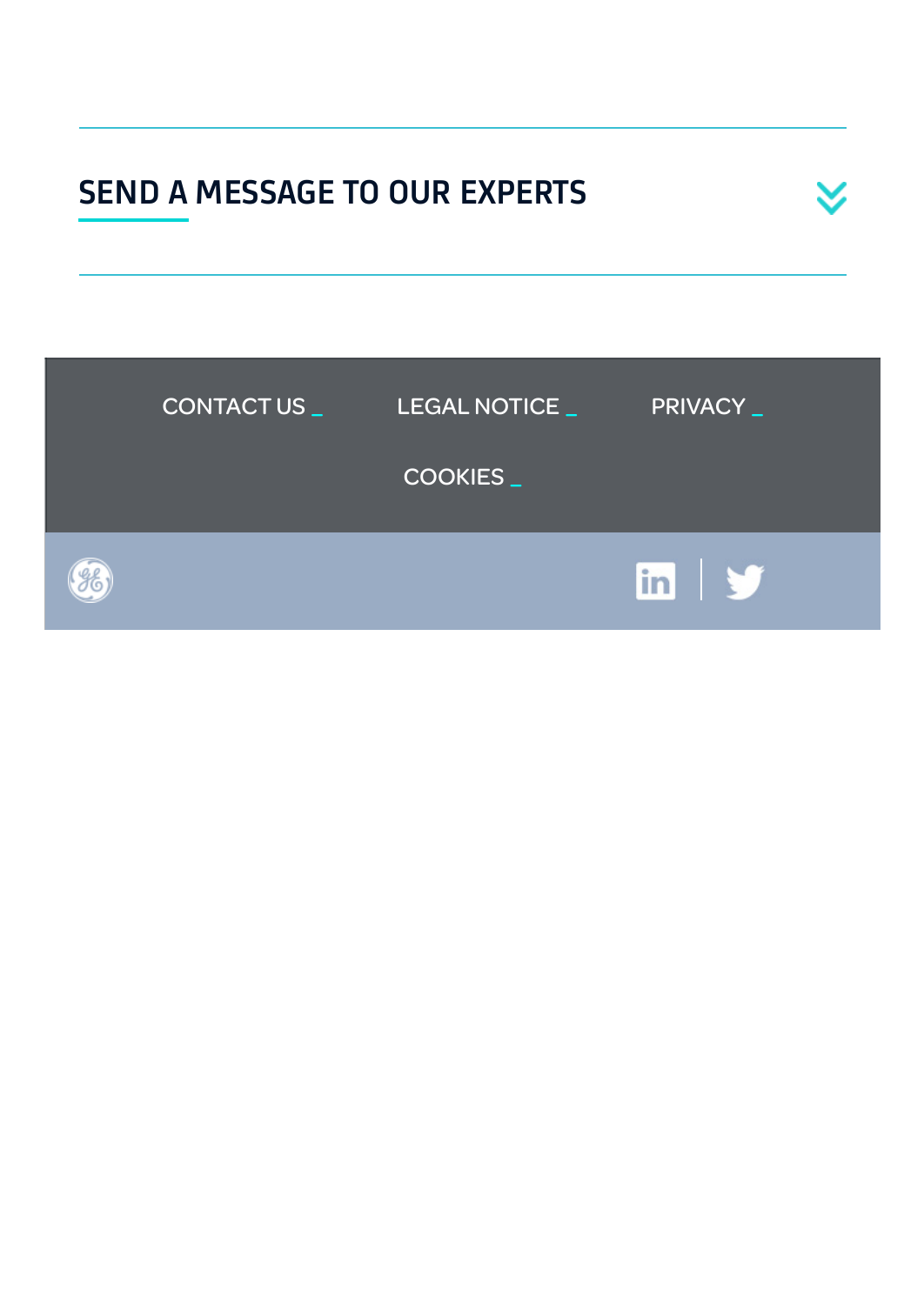## SEND A MESSAGE TO OUR EXPERTS

CONTACT US _

LEGAL NOTICE _

PRIVACY _

COOKIES _